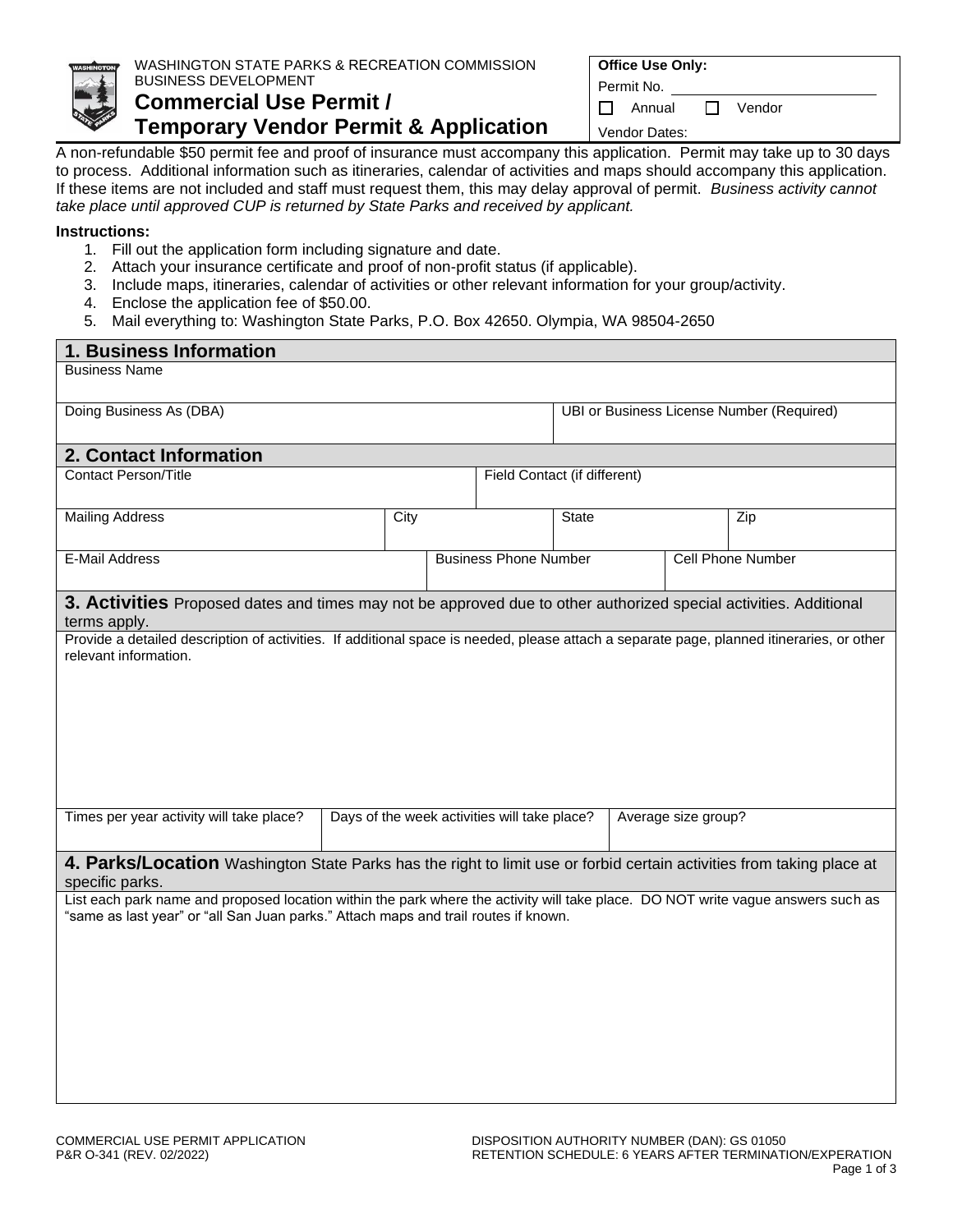WASHINGTON STATE PARKS & RECREATION COMMISSION
BUSINESS DEVELOPMENT

# Commercial Use Permit / Temporary Vendor Permit & Application

| **Office Use Only:** |
|---|
| Permit No. ____________________ |
| ☐ Annual ☐ Vendor |
| Vendor Dates: |

A non-refundable $50 permit fee and proof of insurance must accompany this application. Permit may take up to 30 days to process. Additional information such as itineraries, calendar of activities and maps should accompany this application. If these items are not included and staff must request them, this may delay approval of permit. *Business activity cannot take place until approved CUP is returned by State Parks and received by applicant.*

**Instructions:**

1. Fill out the application form including signature and date.
2. Attach your insurance certificate and proof of non-profit status (if applicable).
3. Include maps, itineraries, calendar of activities or other relevant information for your group/activity.
4. Enclose the application fee of $50.00.
5. Mail everything to: Washington State Parks, P.O. Box 42650. Olympia, WA 98504-2650

## 1. Business Information

| Business Name | |
|---|---|
| Doing Business As (DBA) | UBI or Business License Number (Required) |

## 2. Contact Information

| Contact Person/Title | Field Contact (if different) | | |
|---|---|---|---|
| Mailing Address | City | State | Zip |
| E-Mail Address | Business Phone Number | Cell Phone Number | |

## 3. Activities

Proposed dates and times may not be approved due to other authorized special activities. Additional terms apply.

Provide a detailed description of activities. If additional space is needed, please attach a separate page, planned itineraries, or other relevant information.

| Times per year activity will take place? | Days of the week activities will take place? | Average size group? |
|---|---|---|
| | | |

## 4. Parks/Location

Washington State Parks has the right to limit use or forbid certain activities from taking place at specific parks.

List each park name and proposed location within the park where the activity will take place. DO NOT write vague answers such as "same as last year" or "all San Juan parks." Attach maps and trail routes if known.

COMMERCIAL USE PERMIT APPLICATION
P&R O-341 (REV. 02/2022)

DISPOSITION AUTHORITY NUMBER (DAN): GS 01050
RETENTION SCHEDULE: 6 YEARS AFTER TERMINATION/EXPERATION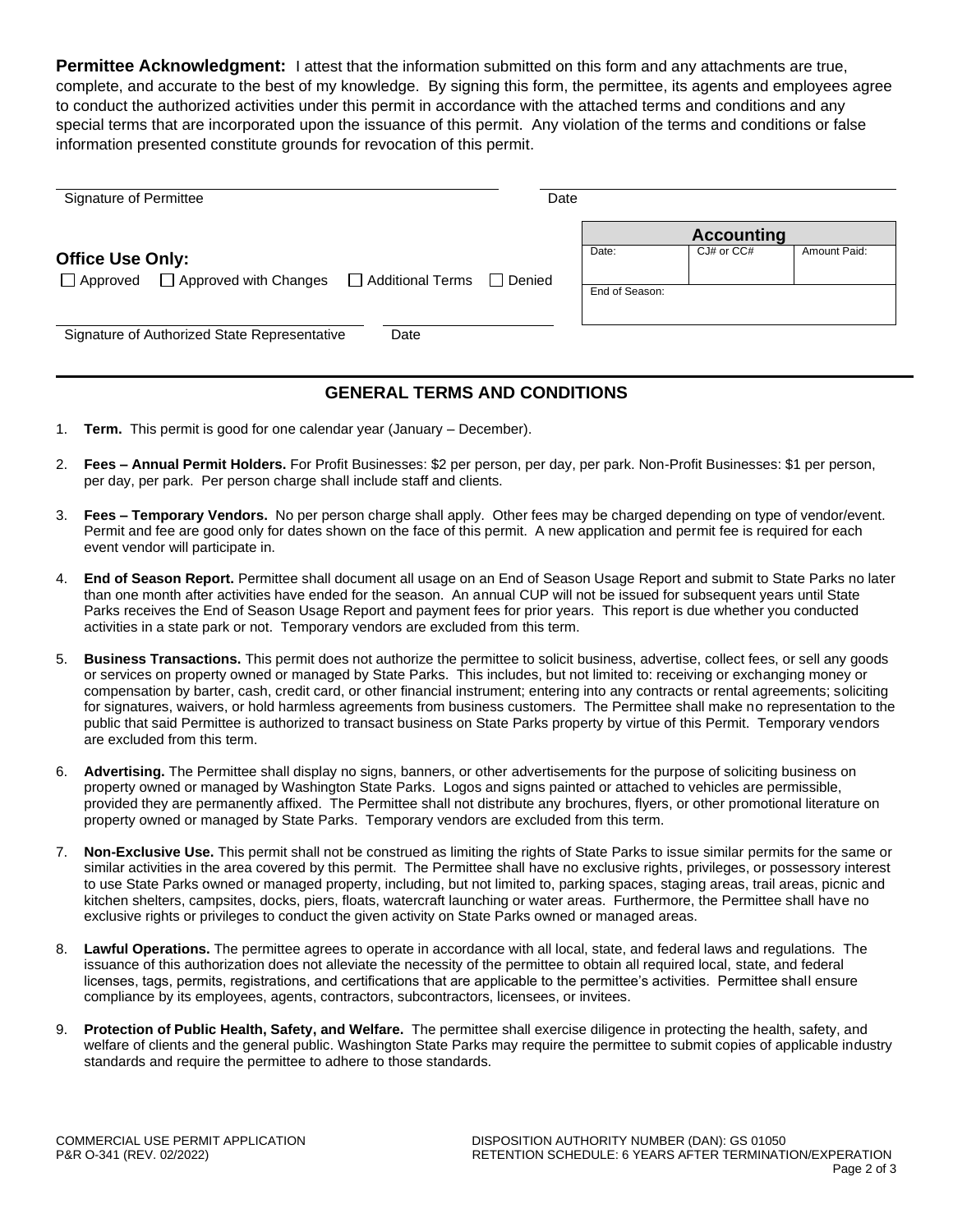**Permittee Acknowledgment:** I attest that the information submitted on this form and any attachments are true, complete, and accurate to the best of my knowledge. By signing this form, the permittee, its agents and employees agree to conduct the authorized activities under this permit in accordance with the attached terms and conditions and any special terms that are incorporated upon the issuance of this permit. Any violation of the terms and conditions or false information presented constitute grounds for revocation of this permit.

Signature of Permittee ______________________ Date ______________________

**Office Use Only:**

☐ Approved ☐ Approved with Changes ☐ Additional Terms ☐ Denied

Signature of Authorized State Representative ______________________ Date ______________________

| Accounting | | |
|---|---|---|
| Date: | CJ# or CC# | Amount Paid: |
| End of Season: | | |

## GENERAL TERMS AND CONDITIONS

1. **Term.** This permit is good for one calendar year (January – December).

2. **Fees – Annual Permit Holders.** For Profit Businesses: $2 per person, per day, per park. Non-Profit Businesses: $1 per person, per day, per park. Per person charge shall include staff and clients.

3. **Fees – Temporary Vendors.** No per person charge shall apply. Other fees may be charged depending on type of vendor/event. Permit and fee are good only for dates shown on the face of this permit. A new application and permit fee is required for each event vendor will participate in.

4. **End of Season Report.** Permittee shall document all usage on an End of Season Usage Report and submit to State Parks no later than one month after activities have ended for the season. An annual CUP will not be issued for subsequent years until State Parks receives the End of Season Usage Report and payment fees for prior years. This report is due whether you conducted activities in a state park or not. Temporary vendors are excluded from this term.

5. **Business Transactions.** This permit does not authorize the permittee to solicit business, advertise, collect fees, or sell any goods or services on property owned or managed by State Parks. This includes, but not limited to: receiving or exchanging money or compensation by barter, cash, credit card, or other financial instrument; entering into any contracts or rental agreements; soliciting for signatures, waivers, or hold harmless agreements from business customers. The Permittee shall make no representation to the public that said Permittee is authorized to transact business on State Parks property by virtue of this Permit. Temporary vendors are excluded from this term.

6. **Advertising.** The Permittee shall display no signs, banners, or other advertisements for the purpose of soliciting business on property owned or managed by Washington State Parks. Logos and signs painted or attached to vehicles are permissible, provided they are permanently affixed. The Permittee shall not distribute any brochures, flyers, or other promotional literature on property owned or managed by State Parks. Temporary vendors are excluded from this term.

7. **Non-Exclusive Use.** This permit shall not be construed as limiting the rights of State Parks to issue similar permits for the same or similar activities in the area covered by this permit. The Permittee shall have no exclusive rights, privileges, or possessory interest to use State Parks owned or managed property, including, but not limited to, parking spaces, staging areas, trail areas, picnic and kitchen shelters, campsites, docks, piers, floats, watercraft launching or water areas. Furthermore, the Permittee shall have no exclusive rights or privileges to conduct the given activity on State Parks owned or managed areas.

8. **Lawful Operations.** The permittee agrees to operate in accordance with all local, state, and federal laws and regulations. The issuance of this authorization does not alleviate the necessity of the permittee to obtain all required local, state, and federal licenses, tags, permits, registrations, and certifications that are applicable to the permittee's activities. Permittee shall ensure compliance by its employees, agents, contractors, subcontractors, licensees, or invitees.

9. **Protection of Public Health, Safety, and Welfare.** The permittee shall exercise diligence in protecting the health, safety, and welfare of clients and the general public. Washington State Parks may require the permittee to submit copies of applicable industry standards and require the permittee to adhere to those standards.

COMMERCIAL USE PERMIT APPLICATION
P&R O-341 (REV. 02/2022)

DISPOSITION AUTHORITY NUMBER (DAN): GS 01050
RETENTION SCHEDULE: 6 YEARS AFTER TERMINATION/EXPERATION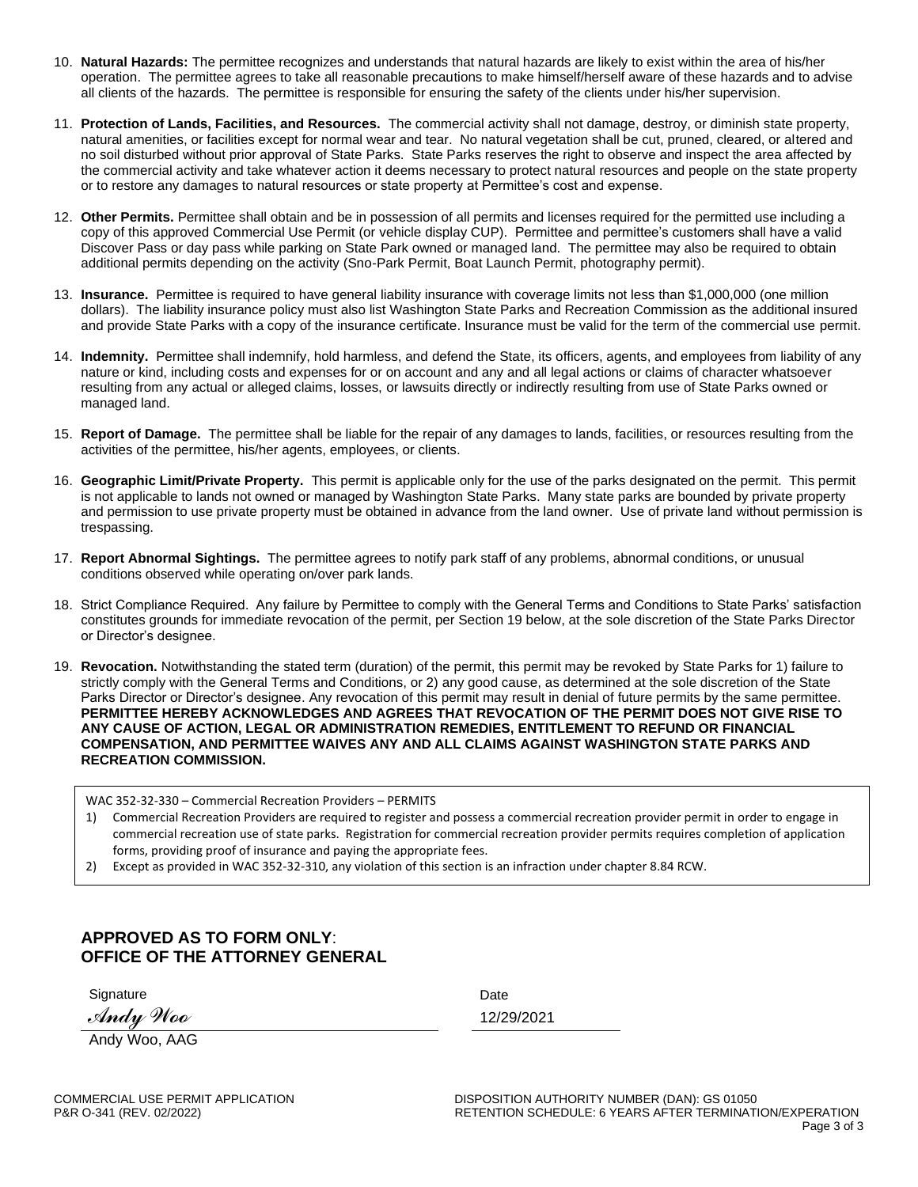10. **Natural Hazards:** The permittee recognizes and understands that natural hazards are likely to exist within the area of his/her operation. The permittee agrees to take all reasonable precautions to make himself/herself aware of these hazards and to advise all clients of the hazards. The permittee is responsible for ensuring the safety of the clients under his/her supervision.

11. **Protection of Lands, Facilities, and Resources.** The commercial activity shall not damage, destroy, or diminish state property, natural amenities, or facilities except for normal wear and tear. No natural vegetation shall be cut, pruned, cleared, or altered and no soil disturbed without prior approval of State Parks. State Parks reserves the right to observe and inspect the area affected by the commercial activity and take whatever action it deems necessary to protect natural resources and people on the state property or to restore any damages to natural resources or state property at Permittee's cost and expense.

12. **Other Permits.** Permittee shall obtain and be in possession of all permits and licenses required for the permitted use including a copy of this approved Commercial Use Permit (or vehicle display CUP). Permittee and permittee's customers shall have a valid Discover Pass or day pass while parking on State Park owned or managed land. The permittee may also be required to obtain additional permits depending on the activity (Sno-Park Permit, Boat Launch Permit, photography permit).

13. **Insurance.** Permittee is required to have general liability insurance with coverage limits not less than $1,000,000 (one million dollars). The liability insurance policy must also list Washington State Parks and Recreation Commission as the additional insured and provide State Parks with a copy of the insurance certificate. Insurance must be valid for the term of the commercial use permit.

14. **Indemnity.** Permittee shall indemnify, hold harmless, and defend the State, its officers, agents, and employees from liability of any nature or kind, including costs and expenses for or on account and any and all legal actions or claims of character whatsoever resulting from any actual or alleged claims, losses, or lawsuits directly or indirectly resulting from use of State Parks owned or managed land.

15. **Report of Damage.** The permittee shall be liable for the repair of any damages to lands, facilities, or resources resulting from the activities of the permittee, his/her agents, employees, or clients.

16. **Geographic Limit/Private Property.** This permit is applicable only for the use of the parks designated on the permit. This permit is not applicable to lands not owned or managed by Washington State Parks. Many state parks are bounded by private property and permission to use private property must be obtained in advance from the land owner. Use of private land without permission is trespassing.

17. **Report Abnormal Sightings.** The permittee agrees to notify park staff of any problems, abnormal conditions, or unusual conditions observed while operating on/over park lands.

18. Strict Compliance Required. Any failure by Permittee to comply with the General Terms and Conditions to State Parks' satisfaction constitutes grounds for immediate revocation of the permit, per Section 19 below, at the sole discretion of the State Parks Director or Director's designee.

19. **Revocation.** Notwithstanding the stated term (duration) of the permit, this permit may be revoked by State Parks for 1) failure to strictly comply with the General Terms and Conditions, or 2) any good cause, as determined at the sole discretion of the State Parks Director or Director's designee. Any revocation of this permit may result in denial of future permits by the same permittee. **PERMITTEE HEREBY ACKNOWLEDGES AND AGREES THAT REVOCATION OF THE PERMIT DOES NOT GIVE RISE TO ANY CAUSE OF ACTION, LEGAL OR ADMINISTRATION REMEDIES, ENTITLEMENT TO REFUND OR FINANCIAL COMPENSATION, AND PERMITTEE WAIVES ANY AND ALL CLAIMS AGAINST WASHINGTON STATE PARKS AND RECREATION COMMISSION.**

WAC 352-32-330 – Commercial Recreation Providers – PERMITS

1) Commercial Recreation Providers are required to register and possess a commercial recreation provider permit in order to engage in commercial recreation use of state parks. Registration for commercial recreation provider permits requires completion of application forms, providing proof of insurance and paying the appropriate fees.
2) Except as provided in WAC 352-32-310, any violation of this section is an infraction under chapter 8.84 RCW.

## APPROVED AS TO FORM ONLY:
## OFFICE OF THE ATTORNEY GENERAL

| Signature | Date |
|---|---|
| *Andy Woo* | 12/29/2021 |
| Andy Woo, AAG | |

COMMERCIAL USE PERMIT APPLICATION
P&R O-341 (REV. 02/2022)

DISPOSITION AUTHORITY NUMBER (DAN): GS 01050
RETENTION SCHEDULE: 6 YEARS AFTER TERMINATION/EXPERATION